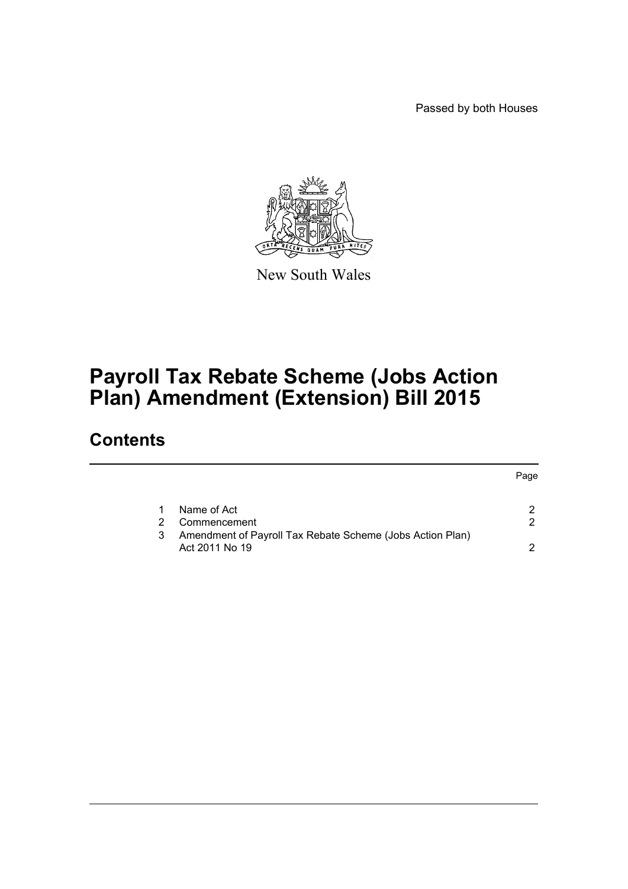Passed by both Houses

New South Wales

# Payroll Tax Rebate Scheme (Jobs Action Plan) Amendment (Extension) Bill 2015

## Contents

| | | Page |
|---|---|---|
| 1 | Name of Act | 2 |
| 2 | Commencement | 2 |
| 3 | Amendment of Payroll Tax Rebate Scheme (Jobs Action Plan) Act 2011 No 19 | 2 |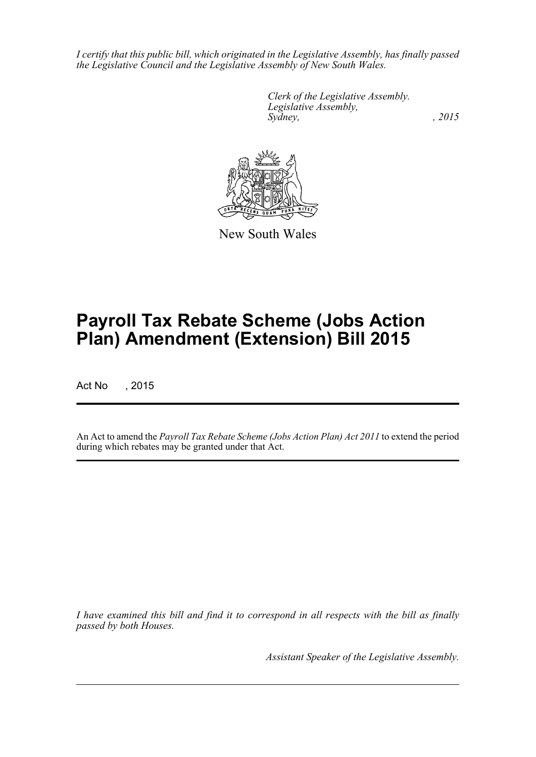*I certify that this public bill, which originated in the Legislative Assembly, has finally passed the Legislative Council and the Legislative Assembly of New South Wales.*

*Clerk of the Legislative Assembly.*
*Legislative Assembly,*
*Sydney, , 2015*

New South Wales

# Payroll Tax Rebate Scheme (Jobs Action Plan) Amendment (Extension) Bill 2015

Act No , 2015

An Act to amend the *Payroll Tax Rebate Scheme (Jobs Action Plan) Act 2011* to extend the period during which rebates may be granted under that Act.

*I have examined this bill and find it to correspond in all respects with the bill as finally passed by both Houses.*

*Assistant Speaker of the Legislative Assembly.*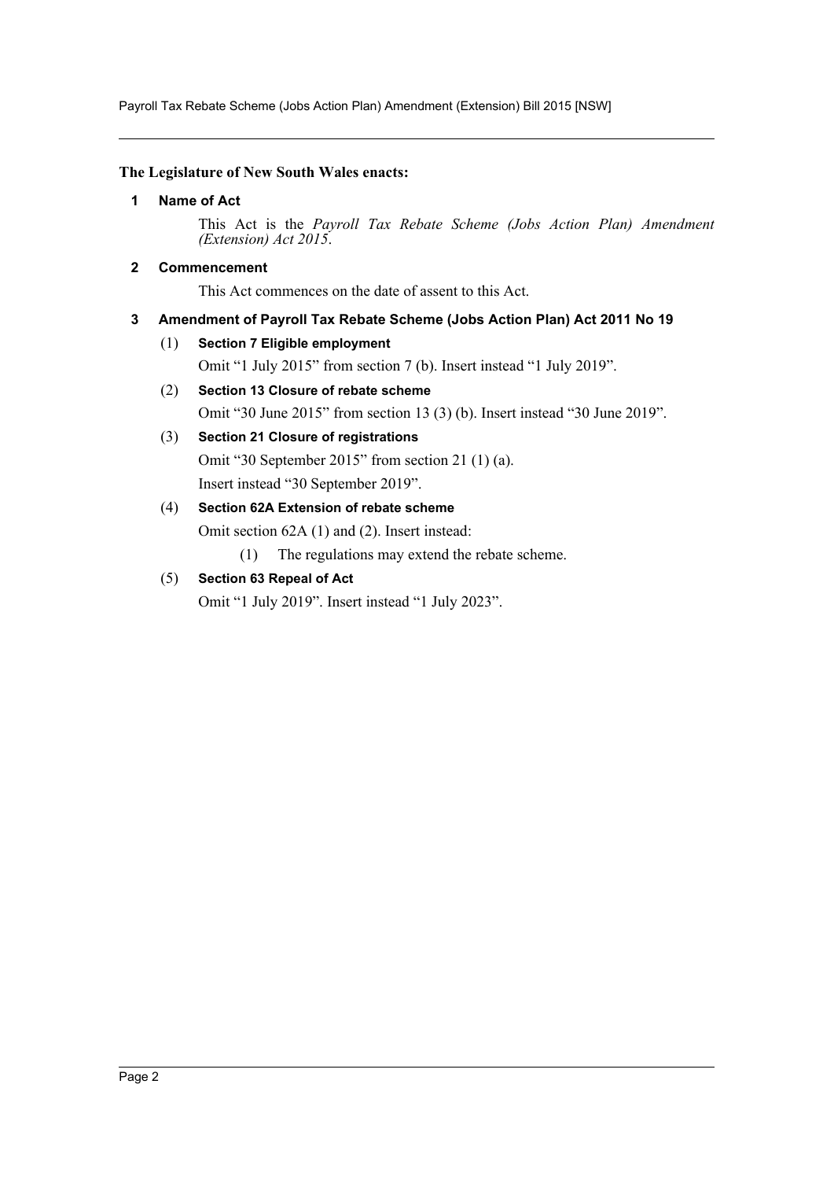**The Legislature of New South Wales enacts:**

## 1 Name of Act

This Act is the *Payroll Tax Rebate Scheme (Jobs Action Plan) Amendment (Extension) Act 2015*.

## 2 Commencement

This Act commences on the date of assent to this Act.

## 3 Amendment of Payroll Tax Rebate Scheme (Jobs Action Plan) Act 2011 No 19

(1) **Section 7 Eligible employment**

Omit "1 July 2015" from section 7 (b). Insert instead "1 July 2019".

(2) **Section 13 Closure of rebate scheme**

Omit "30 June 2015" from section 13 (3) (b). Insert instead "30 June 2019".

(3) **Section 21 Closure of registrations**

Omit "30 September 2015" from section 21 (1) (a).

Insert instead "30 September 2019".

(4) **Section 62A Extension of rebate scheme**

Omit section 62A (1) and (2). Insert instead:

(1) The regulations may extend the rebate scheme.

(5) **Section 63 Repeal of Act**

Omit "1 July 2019". Insert instead "1 July 2023".